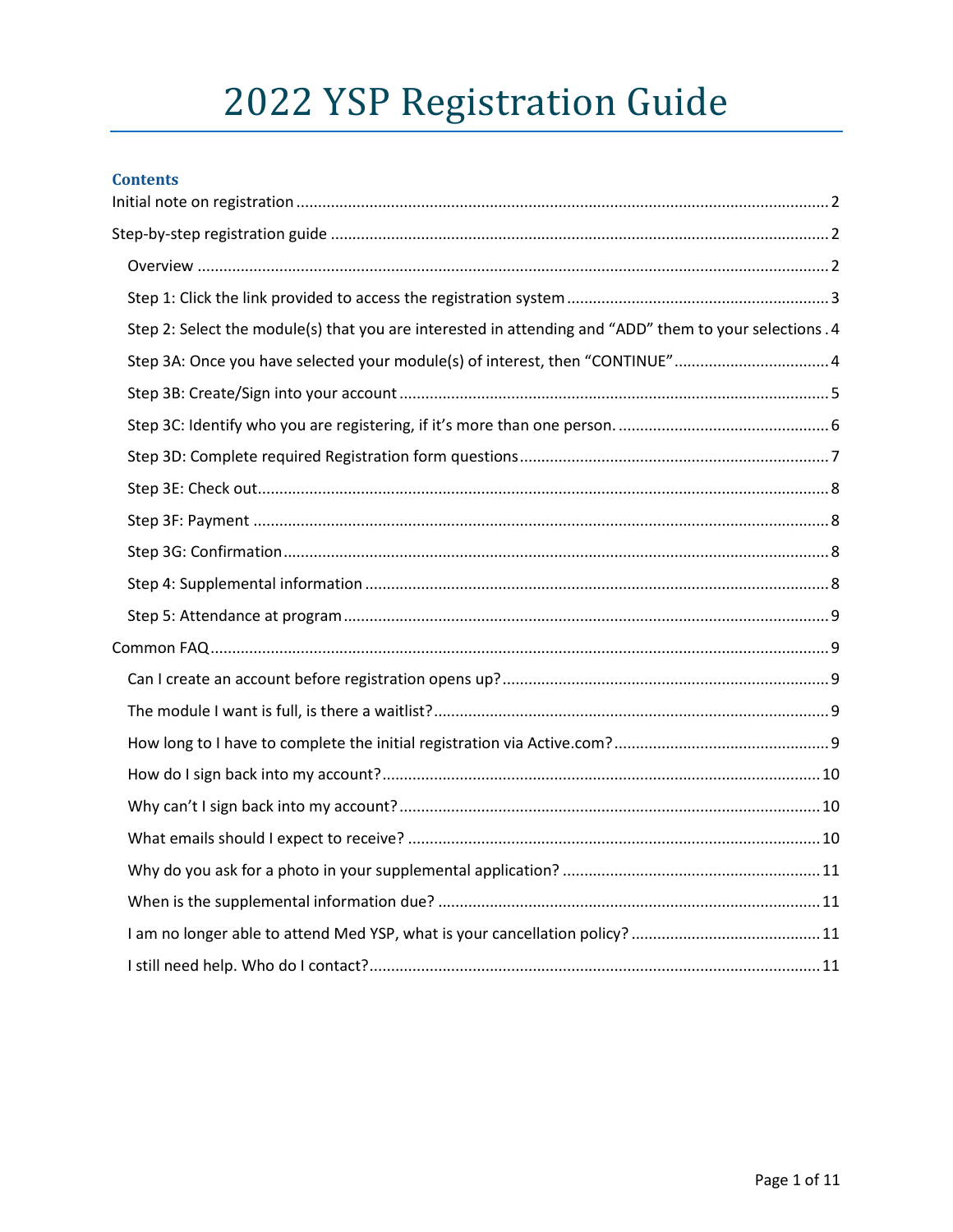# 2022 YSP Registration Guide

**Contents**

Initial note on registration ........ 2

Step-by-step registration guide ........ 2

- Overview ........ 2
- Step 1: Click the link provided to access the registration system ........ 3
- Step 2: Select the module(s) that you are interested in attending and "ADD" them to your selections . 4
- Step 3A: Once you have selected your module(s) of interest, then "CONTINUE" ........ 4
- Step 3B: Create/Sign into your account ........ 5
- Step 3C: Identify who you are registering, if it's more than one person. ........ 6
- Step 3D: Complete required Registration form questions ........ 7
- Step 3E: Check out ........ 8
- Step 3F: Payment ........ 8
- Step 3G: Confirmation ........ 8
- Step 4: Supplemental information ........ 8
- Step 5: Attendance at program ........ 9

Common FAQ ........ 9

- Can I create an account before registration opens up? ........ 9
- The module I want is full, is there a waitlist? ........ 9
- How long to I have to complete the initial registration via Active.com? ........ 9
- How do I sign back into my account? ........ 10
- Why can't I sign back into my account? ........ 10
- What emails should I expect to receive? ........ 10
- Why do you ask for a photo in your supplemental application? ........ 11
- When is the supplemental information due? ........ 11
- I am no longer able to attend Med YSP, what is your cancellation policy? ........ 11
- I still need help. Who do I contact? ........ 11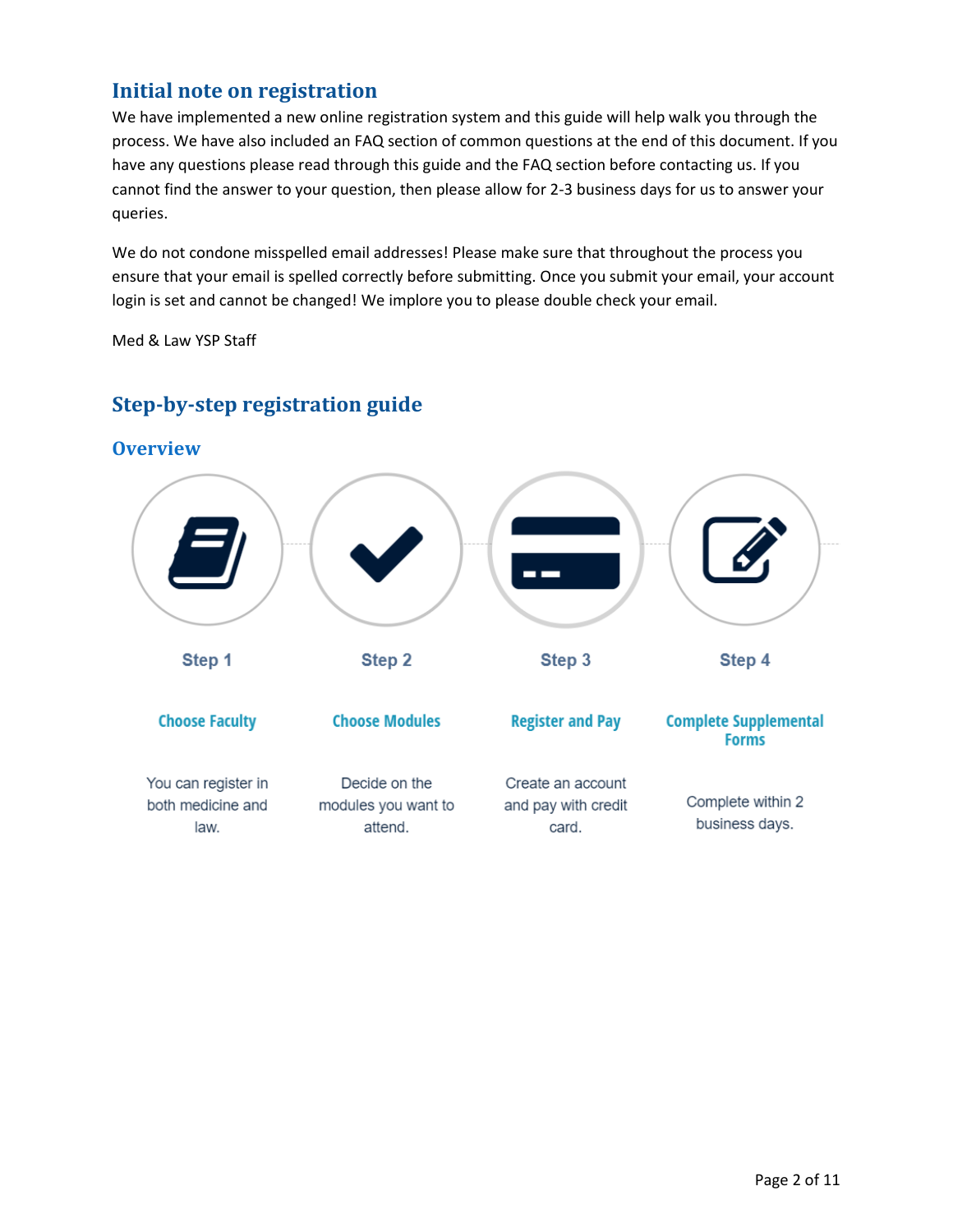## Initial note on registration

We have implemented a new online registration system and this guide will help walk you through the process. We have also included an FAQ section of common questions at the end of this document. If you have any questions please read through this guide and the FAQ section before contacting us. If you cannot find the answer to your question, then please allow for 2-3 business days for us to answer your queries.

We do not condone misspelled email addresses! Please make sure that throughout the process you ensure that your email is spelled correctly before submitting. Once you submit your email, your account login is set and cannot be changed! We implore you to please double check your email.

Med & Law YSP Staff

## Step-by-step registration guide

### Overview

**Step 1**

**Choose Faculty**

You can register in both medicine and law.

**Step 2**

**Choose Modules**

Decide on the modules you want to attend.

**Step 3**

**Register and Pay**

Create an account and pay with credit card.

**Step 4**

**Complete Supplemental Forms**

Complete within 2 business days.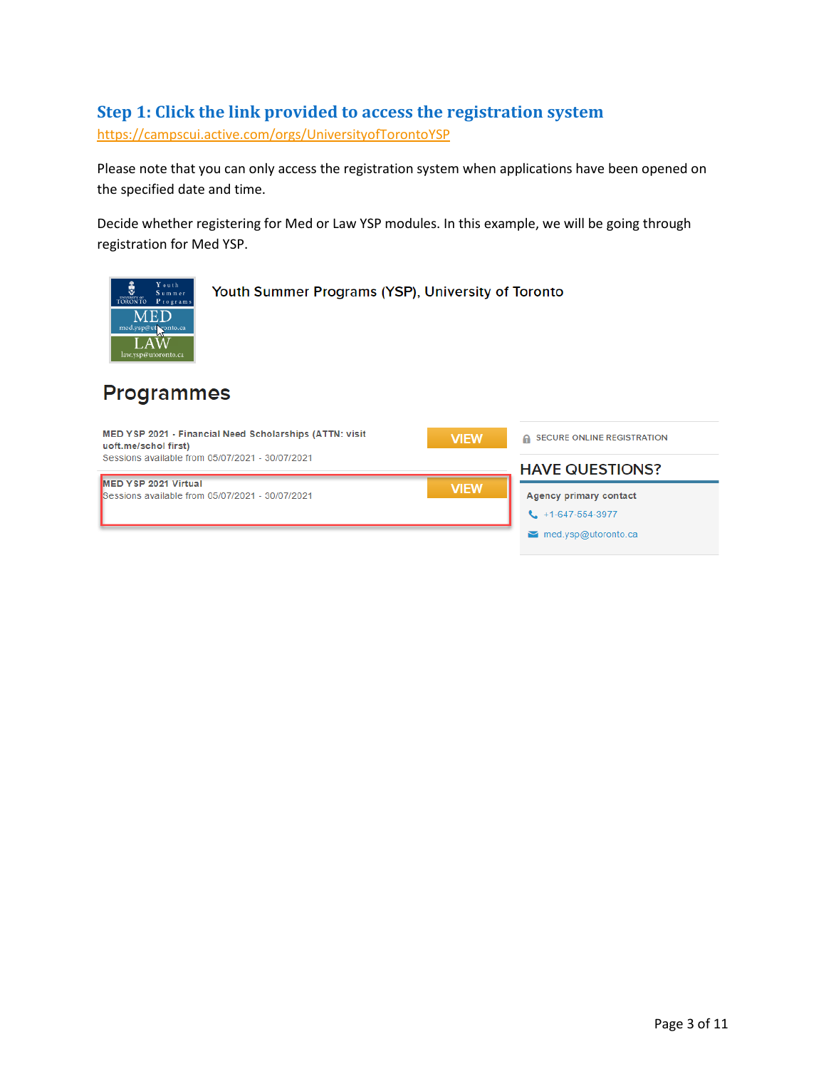## Step 1: Click the link provided to access the registration system

https://campscui.active.com/orgs/UniversityofTorontoYSP

Please note that you can only access the registration system when applications have been opened on the specified date and time.

Decide whether registering for Med or Law YSP modules. In this example, we will be going through registration for Med YSP.

Youth Summer Programs (YSP), University of Toronto

# Programmes

MED YSP 2021 - Financial Need Scholarships (ATTN: visit uoft.me/schol first)
Sessions available from 05/07/2021 - 30/07/2021

VIEW

MED YSP 2021 Virtual
Sessions available from 05/07/2021 - 30/07/2021

VIEW

SECURE ONLINE REGISTRATION

HAVE QUESTIONS?

Agency primary contact

+1-647-554-3977

med.ysp@utoronto.ca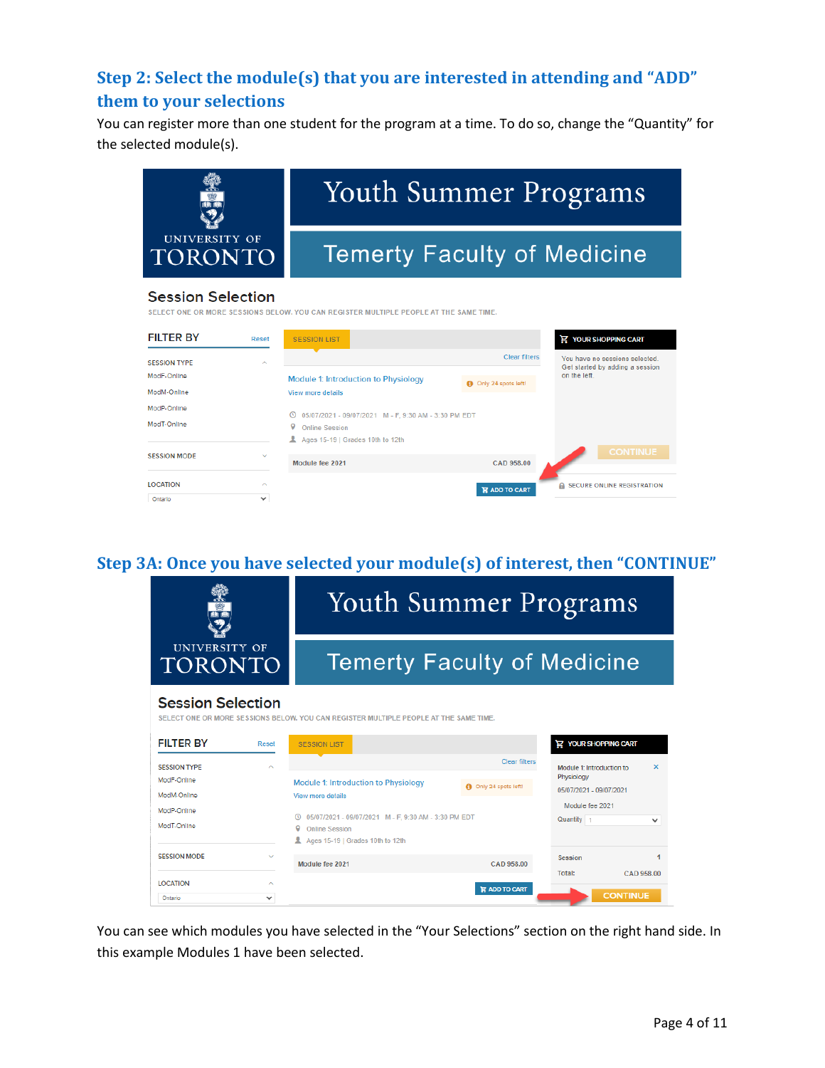## Step 2: Select the module(s) that you are interested in attending and "ADD" them to your selections

You can register more than one student for the program at a time. To do so, change the "Quantity" for the selected module(s).

Youth Summer Programs

Temerty Faculty of Medicine

Session Selection

SELECT ONE OR MORE SESSIONS BELOW. YOU CAN REGISTER MULTIPLE PEOPLE AT THE SAME TIME.

FILTER BY Reset

SESSION TYPE

ModF-Online

ModM-Online

ModP-Online

ModT-Online

SESSION MODE

LOCATION

Ontario

SESSION LIST

Clear filters

Module 1: Introduction to Physiology

View more details

Only 24 spots left!

05/07/2021 - 09/07/2021 M - F, 9:30 AM - 3:30 PM EDT

Online Session

Ages 15-19 | Grades 10th to 12th

Module fee 2021 CAD 958.00

ADD TO CART

YOUR SHOPPING CART

You have no sessions selected. Get started by adding a session on the left.

CONTINUE

SECURE ONLINE REGISTRATION

## Step 3A: Once you have selected your module(s) of interest, then "CONTINUE"

Youth Summer Programs

Temerty Faculty of Medicine

Session Selection

SELECT ONE OR MORE SESSIONS BELOW. YOU CAN REGISTER MULTIPLE PEOPLE AT THE SAME TIME.

FILTER BY Reset

SESSION TYPE

ModF-Online

ModM-Online

ModP-Online

ModT-Online

SESSION MODE

LOCATION

Ontario

SESSION LIST

Clear filters

Module 1: Introduction to Physiology

View more details

Only 24 spots left!

05/07/2021 - 09/07/2021 M - F, 9:30 AM - 3:30 PM EDT

Online Session

Ages 15-19 | Grades 10th to 12th

Module fee 2021 CAD 958.00

ADD TO CART

YOUR SHOPPING CART

Module 1: Introduction to Physiology

05/07/2021 - 09/07/2021

Module fee 2021

Quantity 1

Session 1

Total: CAD 958.00

CONTINUE

You can see which modules you have selected in the "Your Selections" section on the right hand side. In this example Modules 1 have been selected.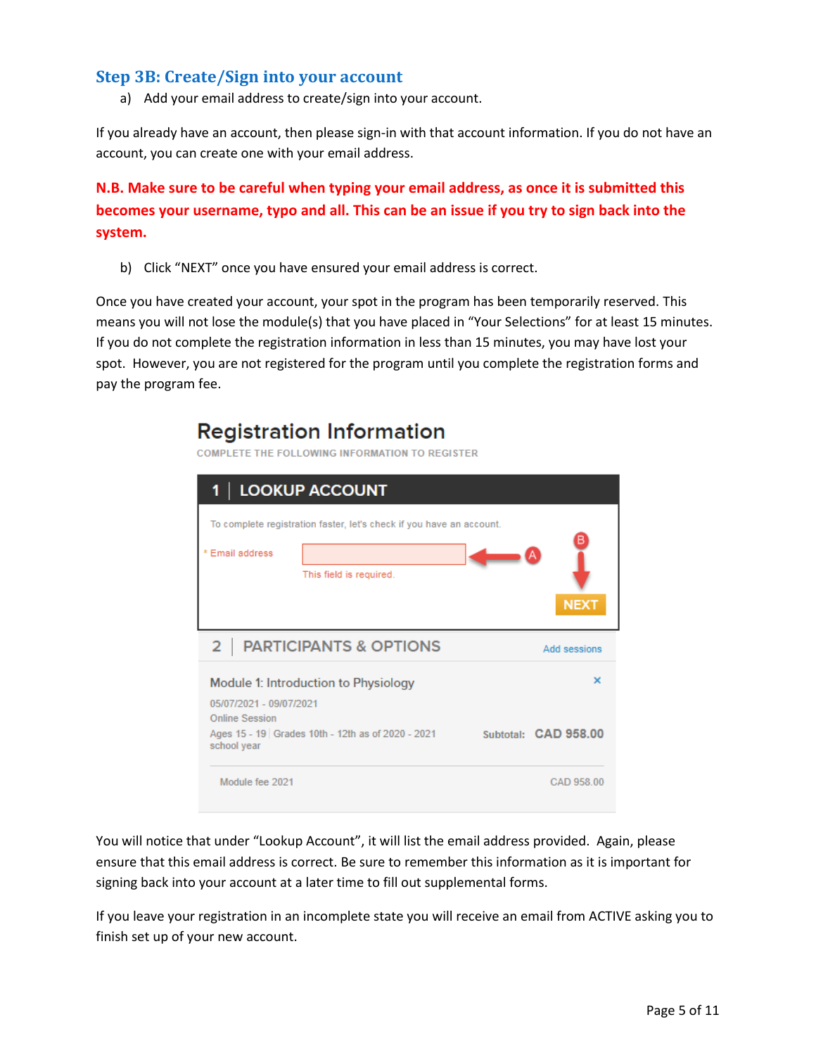## Step 3B: Create/Sign into your account

a) Add your email address to create/sign into your account.

If you already have an account, then please sign-in with that account information. If you do not have an account, you can create one with your email address.

**N.B. Make sure to be careful when typing your email address, as once it is submitted this becomes your username, typo and all. This can be an issue if you try to sign back into the system.**

b) Click "NEXT" once you have ensured your email address is correct.

Once you have created your account, your spot in the program has been temporarily reserved. This means you will not lose the module(s) that you have placed in "Your Selections" for at least 15 minutes. If you do not complete the registration information in less than 15 minutes, you may have lost your spot. However, you are not registered for the program until you complete the registration forms and pay the program fee.

Registration Information

COMPLETE THE FOLLOWING INFORMATION TO REGISTER

1 | LOOKUP ACCOUNT

To complete registration faster, let's check if you have an account.

\* Email address

This field is required.

A

B

NEXT

2 | PARTICIPANTS & OPTIONS

Add sessions

Module 1: Introduction to Physiology

05/07/2021 - 09/07/2021

Online Session

Ages 15 - 19 | Grades 10th - 12th as of 2020 - 2021 school year

Subtotal: CAD 958.00

Module fee 2021 CAD 958.00

You will notice that under "Lookup Account", it will list the email address provided. Again, please ensure that this email address is correct. Be sure to remember this information as it is important for signing back into your account at a later time to fill out supplemental forms.

If you leave your registration in an incomplete state you will receive an email from ACTIVE asking you to finish set up of your new account.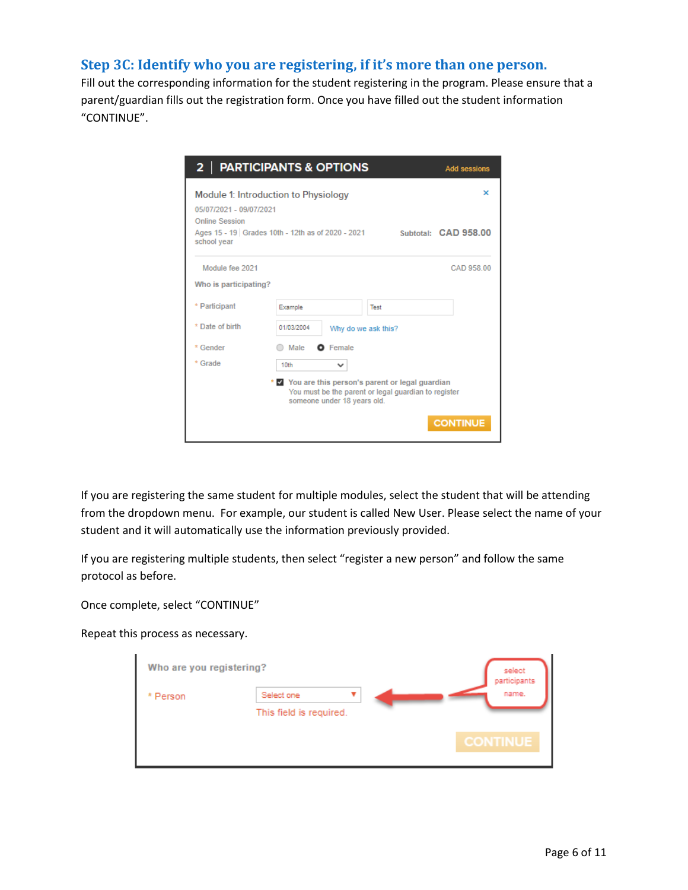## Step 3C: Identify who you are registering, if it's more than one person.

Fill out the corresponding information for the student registering in the program. Please ensure that a parent/guardian fills out the registration form. Once you have filled out the student information "CONTINUE".

If you are registering the same student for multiple modules, select the student that will be attending from the dropdown menu. For example, our student is called New User. Please select the name of your student and it will automatically use the information previously provided.

If you are registering multiple students, then select "register a new person" and follow the same protocol as before.

Once complete, select "CONTINUE"

Repeat this process as necessary.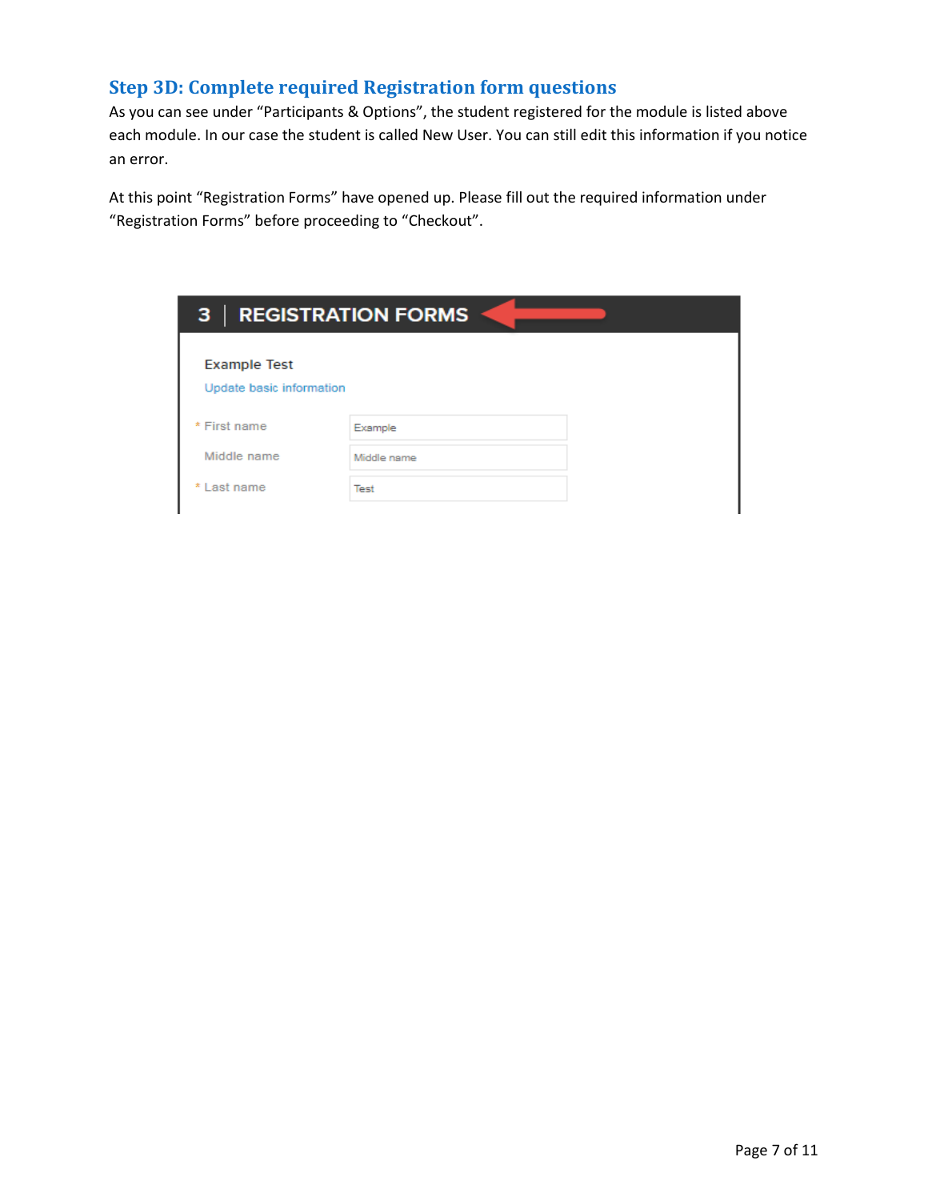### Step 3D: Complete required Registration form questions

As you can see under “Participants & Options”, the student registered for the module is listed above each module. In our case the student is called New User. You can still edit this information if you notice an error.

At this point “Registration Forms” have opened up. Please fill out the required information under “Registration Forms” before proceeding to “Checkout”.

3 | REGISTRATION FORMS

Example Test

Update basic information

| Field | Value |
| --- | --- |
| * First name | Example |
| Middle name | Middle name |
| * Last name | Test |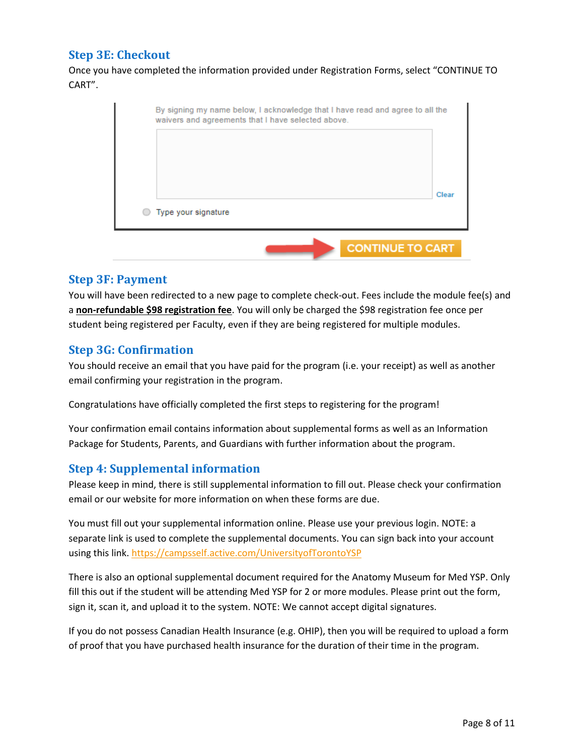## Step 3E: Checkout

Once you have completed the information provided under Registration Forms, select "CONTINUE TO CART".

## Step 3F: Payment

You will have been redirected to a new page to complete check-out. Fees include the module fee(s) and a **non-refundable $98 registration fee**. You will only be charged the $98 registration fee once per student being registered per Faculty, even if they are being registered for multiple modules.

## Step 3G: Confirmation

You should receive an email that you have paid for the program (i.e. your receipt) as well as another email confirming your registration in the program.

Congratulations have officially completed the first steps to registering for the program!

Your confirmation email contains information about supplemental forms as well as an Information Package for Students, Parents, and Guardians with further information about the program.

## Step 4: Supplemental information

Please keep in mind, there is still supplemental information to fill out. Please check your confirmation email or our website for more information on when these forms are due.

You must fill out your supplemental information online. Please use your previous login. NOTE: a separate link is used to complete the supplemental documents. You can sign back into your account using this link. https://campsself.active.com/UniversityofTorontoYSP

There is also an optional supplemental document required for the Anatomy Museum for Med YSP. Only fill this out if the student will be attending Med YSP for 2 or more modules. Please print out the form, sign it, scan it, and upload it to the system. NOTE: We cannot accept digital signatures.

If you do not possess Canadian Health Insurance (e.g. OHIP), then you will be required to upload a form of proof that you have purchased health insurance for the duration of their time in the program.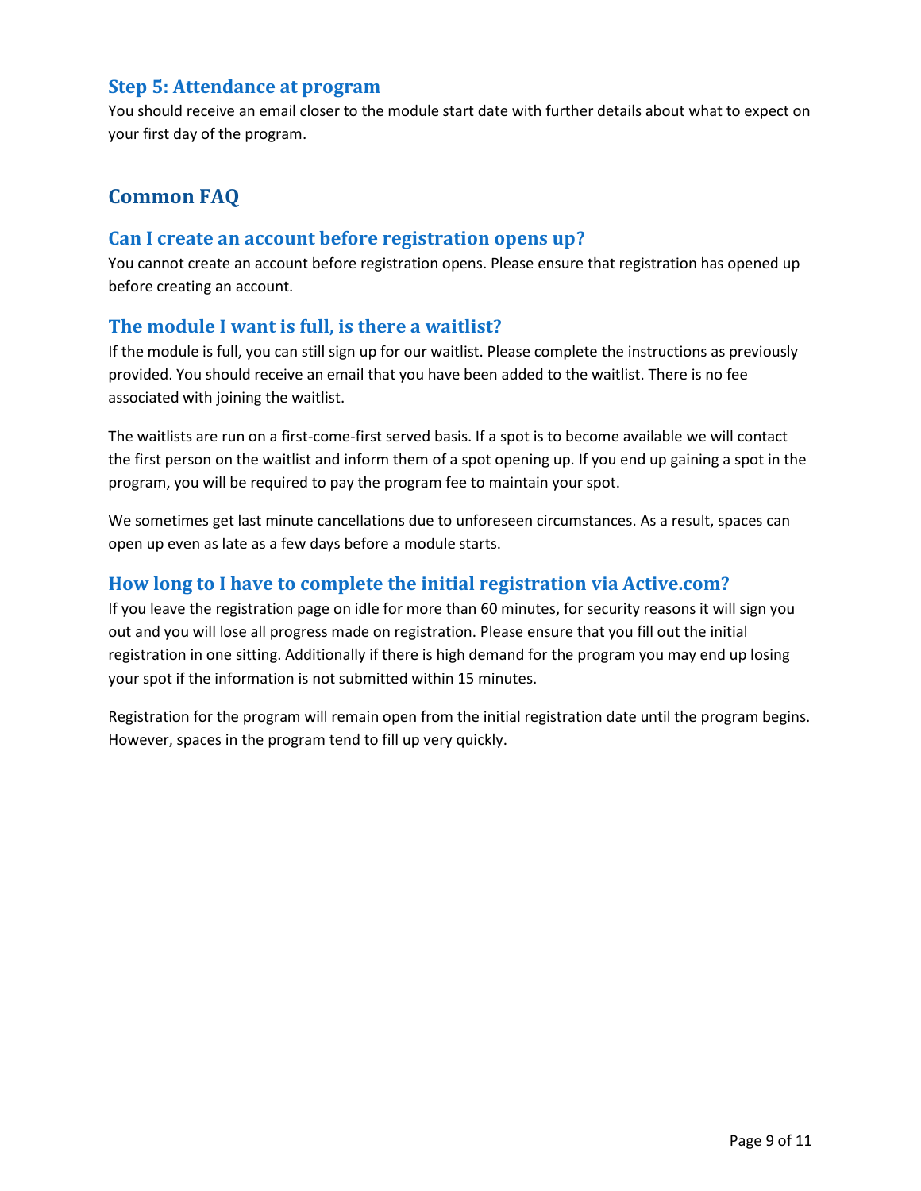### Step 5: Attendance at program

You should receive an email closer to the module start date with further details about what to expect on your first day of the program.

## Common FAQ

### Can I create an account before registration opens up?

You cannot create an account before registration opens. Please ensure that registration has opened up before creating an account.

### The module I want is full, is there a waitlist?

If the module is full, you can still sign up for our waitlist. Please complete the instructions as previously provided. You should receive an email that you have been added to the waitlist. There is no fee associated with joining the waitlist.

The waitlists are run on a first-come-first served basis. If a spot is to become available we will contact the first person on the waitlist and inform them of a spot opening up. If you end up gaining a spot in the program, you will be required to pay the program fee to maintain your spot.

We sometimes get last minute cancellations due to unforeseen circumstances. As a result, spaces can open up even as late as a few days before a module starts.

### How long to I have to complete the initial registration via Active.com?

If you leave the registration page on idle for more than 60 minutes, for security reasons it will sign you out and you will lose all progress made on registration. Please ensure that you fill out the initial registration in one sitting. Additionally if there is high demand for the program you may end up losing your spot if the information is not submitted within 15 minutes.

Registration for the program will remain open from the initial registration date until the program begins. However, spaces in the program tend to fill up very quickly.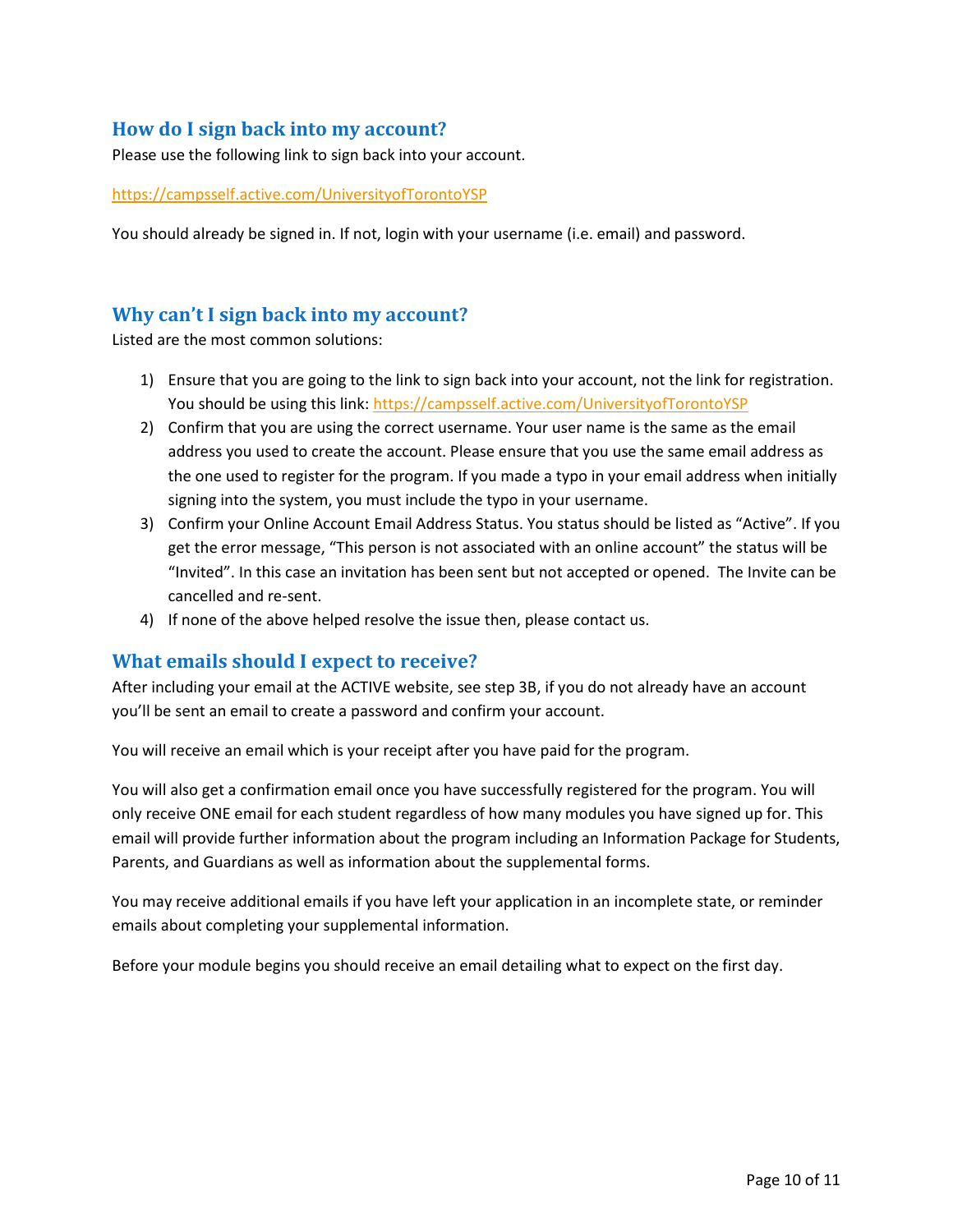## How do I sign back into my account?

Please use the following link to sign back into your account.

https://campsself.active.com/UniversityofTorontoYSP

You should already be signed in. If not, login with your username (i.e. email) and password.

## Why can't I sign back into my account?

Listed are the most common solutions:

1) Ensure that you are going to the link to sign back into your account, not the link for registration. You should be using this link: https://campsself.active.com/UniversityofTorontoYSP
2) Confirm that you are using the correct username. Your user name is the same as the email address you used to create the account. Please ensure that you use the same email address as the one used to register for the program. If you made a typo in your email address when initially signing into the system, you must include the typo in your username.
3) Confirm your Online Account Email Address Status. You status should be listed as "Active". If you get the error message, "This person is not associated with an online account" the status will be "Invited". In this case an invitation has been sent but not accepted or opened. The Invite can be cancelled and re-sent.
4) If none of the above helped resolve the issue then, please contact us.

## What emails should I expect to receive?

After including your email at the ACTIVE website, see step 3B, if you do not already have an account you'll be sent an email to create a password and confirm your account.

You will receive an email which is your receipt after you have paid for the program.

You will also get a confirmation email once you have successfully registered for the program. You will only receive ONE email for each student regardless of how many modules you have signed up for. This email will provide further information about the program including an Information Package for Students, Parents, and Guardians as well as information about the supplemental forms.

You may receive additional emails if you have left your application in an incomplete state, or reminder emails about completing your supplemental information.

Before your module begins you should receive an email detailing what to expect on the first day.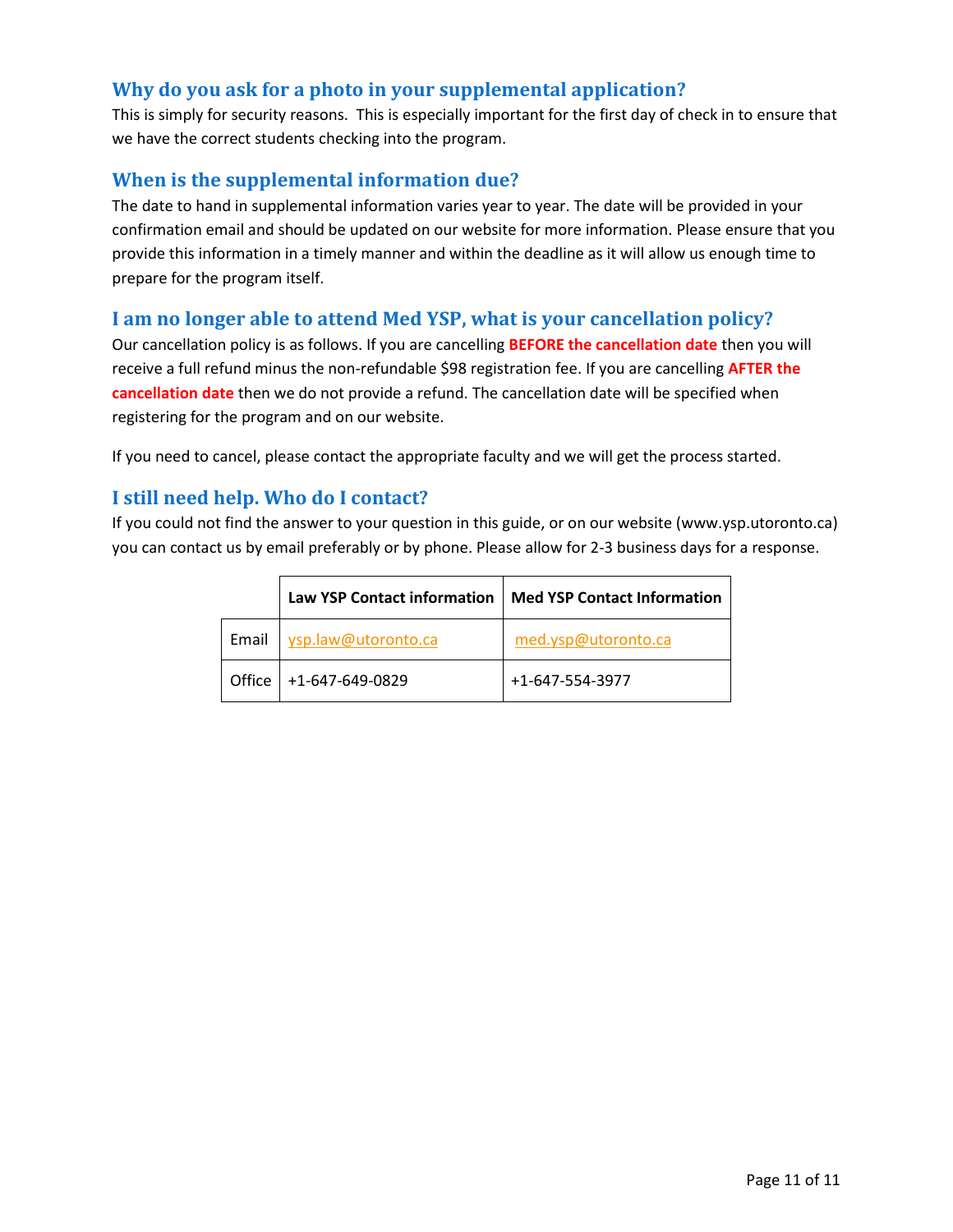### Why do you ask for a photo in your supplemental application?

This is simply for security reasons. This is especially important for the first day of check in to ensure that we have the correct students checking into the program.

### When is the supplemental information due?

The date to hand in supplemental information varies year to year. The date will be provided in your confirmation email and should be updated on our website for more information. Please ensure that you provide this information in a timely manner and within the deadline as it will allow us enough time to prepare for the program itself.

### I am no longer able to attend Med YSP, what is your cancellation policy?

Our cancellation policy is as follows. If you are cancelling **BEFORE the cancellation date** then you will receive a full refund minus the non-refundable $98 registration fee. If you are cancelling **AFTER the cancellation date** then we do not provide a refund. The cancellation date will be specified when registering for the program and on our website.

If you need to cancel, please contact the appropriate faculty and we will get the process started.

### I still need help. Who do I contact?

If you could not find the answer to your question in this guide, or on our website (www.ysp.utoronto.ca) you can contact us by email preferably or by phone. Please allow for 2-3 business days for a response.

| | Law YSP Contact information | Med YSP Contact Information |
|---|---|---|
| Email | ysp.law@utoronto.ca | med.ysp@utoronto.ca |
| Office | +1-647-649-0829 | +1-647-554-3977 |